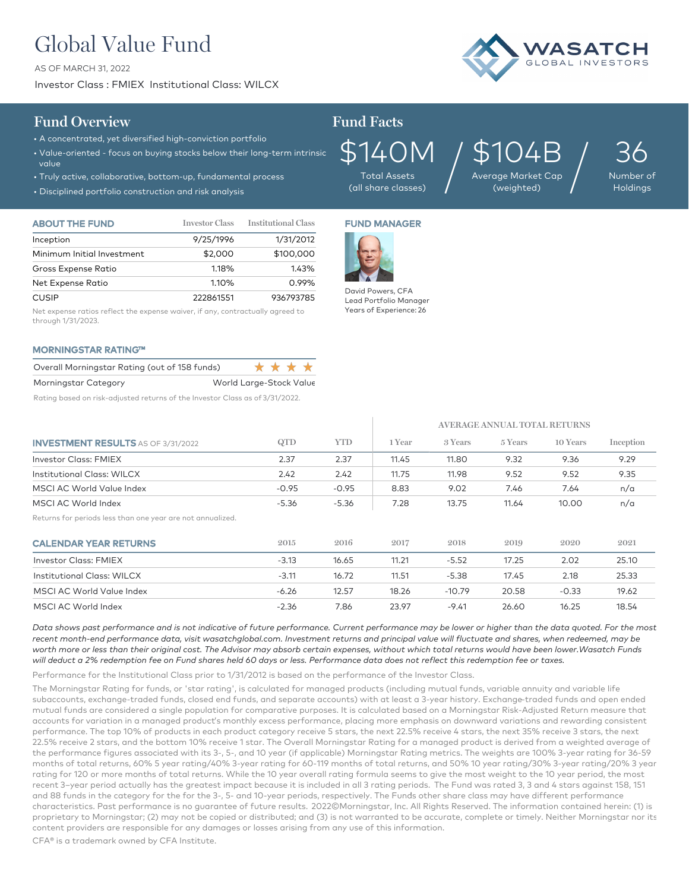# Global Value Fund

AS OF MARCH 31, 2022

Investor Class : FMIEX  Institutional Class: WILCX

WASATCH GLOBAL INVESTORS

## Fund Overview

- A concentrated, yet diversified high-conviction portfolio
- Value-oriented - focus on buying stocks below their long-term intrinsic value
- Truly active, collaborative, bottom-up, fundamental process
- Disciplined portfolio construction and risk analysis

## Fund Facts

| $140M | $104B | 36 |
|---|---|---|
| Total Assets (all share classes) | Average Market Cap (weighted) | Number of Holdings |

### ABOUT THE FUND

| | Investor Class | Institutional Class |
|---|---|---|
| Inception | 9/25/1996 | 1/31/2012 |
| Minimum Initial Investment | $2,000 | $100,000 |
| Gross Expense Ratio | 1.18% | 1.43% |
| Net Expense Ratio | 1.10% | 0.99% |
| CUSIP | 222861551 | 936793785 |

Net expense ratios reflect the expense waiver, if any, contractually agreed to through 1/31/2023.

### FUND MANAGER

David Powers, CFA
Lead Portfolio Manager
Years of Experience: 26

### MORNINGSTAR RATING™

| | |
|---|---|
| Overall Morningstar Rating (out of 158 funds) | ★★★★ |
| Morningstar Category | World Large-Stock Value |

Rating based on risk-adjusted returns of the Investor Class as of 3/31/2022.

### INVESTMENT RESULTS AS OF 3/31/2022

| | | | AVERAGE ANNUAL TOTAL RETURNS | | | | |
|---|---|---|---|---|---|---|---|
| | QTD | YTD | 1 Year | 3 Years | 5 Years | 10 Years | Inception |
| Investor Class: FMIEX | 2.37 | 2.37 | 11.45 | 11.80 | 9.32 | 9.36 | 9.29 |
| Institutional Class: WILCX | 2.42 | 2.42 | 11.75 | 11.98 | 9.52 | 9.52 | 9.35 |
| MSCI AC World Value Index | -0.95 | -0.95 | 8.83 | 9.02 | 7.46 | 7.64 | n/a |
| MSCI AC World Index | -5.36 | -5.36 | 7.28 | 13.75 | 11.64 | 10.00 | n/a |

Returns for periods less than one year are not annualized.

### CALENDAR YEAR RETURNS

| | 2015 | 2016 | 2017 | 2018 | 2019 | 2020 | 2021 |
|---|---|---|---|---|---|---|---|
| Investor Class: FMIEX | -3.13 | 16.65 | 11.21 | -5.52 | 17.25 | 2.02 | 25.10 |
| Institutional Class: WILCX | -3.11 | 16.72 | 11.51 | -5.38 | 17.45 | 2.18 | 25.33 |
| MSCI AC World Value Index | -6.26 | 12.57 | 18.26 | -10.79 | 20.58 | -0.33 | 19.62 |
| MSCI AC World Index | -2.36 | 7.86 | 23.97 | -9.41 | 26.60 | 16.25 | 18.54 |

*Data shows past performance and is not indicative of future performance. Current performance may be lower or higher than the data quoted. For the most recent month-end performance data, visit wasatchglobal.com. Investment returns and principal value will fluctuate and shares, when redeemed, may be worth more or less than their original cost. The Advisor may absorb certain expenses, without which total returns would have been lower.Wasatch Funds will deduct a 2% redemption fee on Fund shares held 60 days or less. Performance data does not reflect this redemption fee or taxes.*

Performance for the Institutional Class prior to 1/31/2012 is based on the performance of the Investor Class.

The Morningstar Rating for funds, or 'star rating', is calculated for managed products (including mutual funds, variable annuity and variable life subaccounts, exchange-traded funds, closed end funds, and separate accounts) with at least a 3-year history. Exchange-traded funds and open ended mutual funds are considered a single population for comparative purposes. It is calculated based on a Morningstar Risk-Adjusted Return measure that accounts for variation in a managed product's monthly excess performance, placing more emphasis on downward variations and rewarding consistent performance. The top 10% of products in each product category receive 5 stars, the next 22.5% receive 4 stars, the next 35% receive 3 stars, the next 22.5% receive 2 stars, and the bottom 10% receive 1 star. The Overall Morningstar Rating for a managed product is derived from a weighted average of the performance figures associated with its 3-, 5-, and 10 year (if applicable) Morningstar Rating metrics. The weights are 100% 3-year rating for 36-59 months of total returns, 60% 5 year rating/40% 3-year rating for 60-119 months of total returns, and 50% 10 year rating/30% 3-year rating/20% 3 year rating for 120 or more months of total returns. While the 10 year overall rating formula seems to give the most weight to the 10 year period, the most recent 3–year period actually has the greatest impact because it is included in all 3 rating periods. The Fund was rated 3, 3 and 4 stars against 158, 151 and 88 funds in the category for the for the 3-, 5- and 10-year periods, respectively. The Funds other share class may have different performance characteristics. Past performance is no guarantee of future results. 2022©Morningstar, Inc. All Rights Reserved. The information contained herein: (1) is proprietary to Morningstar; (2) may not be copied or distributed; and (3) is not warranted to be accurate, complete or timely. Neither Morningstar nor its content providers are responsible for any damages or losses arising from any use of this information.

CFA® is a trademark owned by CFA Institute.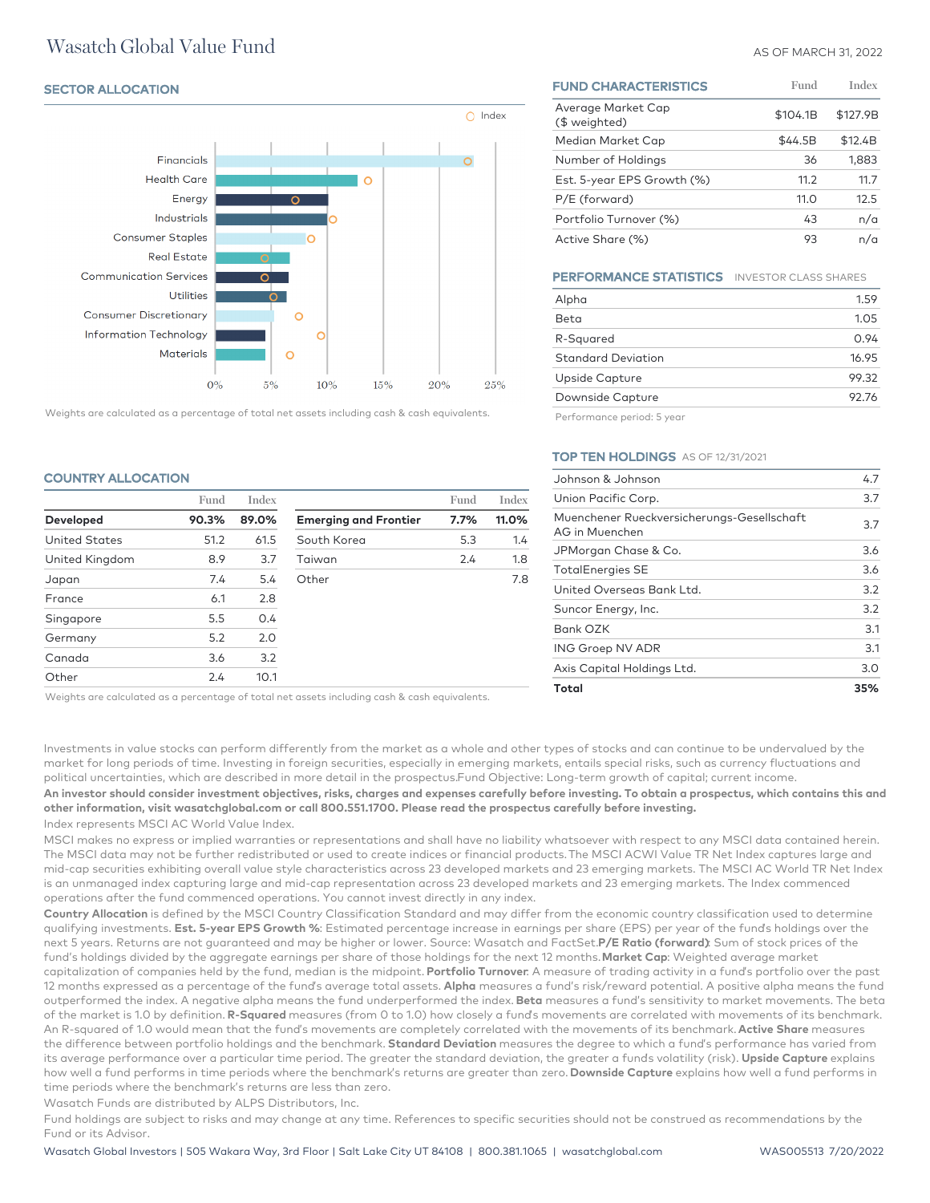# Wasatch Global Value Fund

AS OF MARCH 31, 2022

## SECTOR ALLOCATION

Index

Financials
Health Care
Energy
Industrials
Consumer Staples
Real Estate
Communication Services
Utilities
Consumer Discretionary
Information Technology
Materials

0% 5% 10% 15% 20% 25%

Weights are calculated as a percentage of total net assets including cash & cash equivalents.

## FUND CHARACTERISTICS

| | Fund | Index |
|---|---|---|
| Average Market Cap ($ weighted) | $104.1B | $127.9B |
| Median Market Cap | $44.5B | $12.4B |
| Number of Holdings | 36 | 1,883 |
| Est. 5-year EPS Growth (%) | 11.2 | 11.7 |
| P/E (forward) | 11.0 | 12.5 |
| Portfolio Turnover (%) | 43 | n/a |
| Active Share (%) | 93 | n/a |

## PERFORMANCE STATISTICS INVESTOR CLASS SHARES

| | |
|---|---|
| Alpha | 1.59 |
| Beta | 1.05 |
| R-Squared | 0.94 |
| Standard Deviation | 16.95 |
| Upside Capture | 99.32 |
| Downside Capture | 92.76 |

Performance period: 5 year

## COUNTRY ALLOCATION

| | Fund | Index |
|---|---|---|
| **Developed** | **90.3%** | **89.0%** |
| United States | 51.2 | 61.5 |
| United Kingdom | 8.9 | 3.7 |
| Japan | 7.4 | 5.4 |
| France | 6.1 | 2.8 |
| Singapore | 5.5 | 0.4 |
| Germany | 5.2 | 2.0 |
| Canada | 3.6 | 3.2 |
| Other | 2.4 | 10.1 |

| | Fund | Index |
|---|---|---|
| **Emerging and Frontier** | **7.7%** | **11.0%** |
| South Korea | 5.3 | 1.4 |
| Taiwan | 2.4 | 1.8 |
| Other | | 7.8 |

Weights are calculated as a percentage of total net assets including cash & cash equivalents.

## TOP TEN HOLDINGS AS OF 12/31/2021

| | |
|---|---|
| Johnson & Johnson | 4.7 |
| Union Pacific Corp. | 3.7 |
| Muenchener Rueckversicherungs-Gesellschaft AG in Muenchen | 3.7 |
| JPMorgan Chase & Co. | 3.6 |
| TotalEnergies SE | 3.6 |
| United Overseas Bank Ltd. | 3.2 |
| Suncor Energy, Inc. | 3.2 |
| Bank OZK | 3.1 |
| ING Groep NV ADR | 3.1 |
| Axis Capital Holdings Ltd. | 3.0 |
| **Total** | **35%** |

Investments in value stocks can perform differently from the market as a whole and other types of stocks and can continue to be undervalued by the market for long periods of time. Investing in foreign securities, especially in emerging markets, entails special risks, such as currency fluctuations and political uncertainties, which are described in more detail in the prospectus.Fund Objective: Long-term growth of capital; current income.

**An investor should consider investment objectives, risks, charges and expenses carefully before investing. To obtain a prospectus, which contains this and other information, visit wasatchglobal.com or call 800.551.1700. Please read the prospectus carefully before investing.**

Index represents MSCI AC World Value Index.

MSCI makes no express or implied warranties or representations and shall have no liability whatsoever with respect to any MSCI data contained herein. The MSCI data may not be further redistributed or used to create indices or financial products. The MSCI ACWI Value TR Net Index captures large and mid-cap securities exhibiting overall value style characteristics across 23 developed markets and 23 emerging markets. The MSCI AC World TR Net Index is an unmanaged index capturing large and mid-cap representation across 23 developed markets and 23 emerging markets. The Index commenced operations after the fund commenced operations. You cannot invest directly in any index.

**Country Allocation** is defined by the MSCI Country Classification Standard and may differ from the economic country classification used to determine qualifying investments. **Est. 5-year EPS Growth %**: Estimated percentage increase in earnings per share (EPS) per year of the fund's holdings over the next 5 years. Returns are not guaranteed and may be higher or lower. Source: Wasatch and FactSet.**P/E Ratio (forward)**: Sum of stock prices of the fund's holdings divided by the aggregate earnings per share of those holdings for the next 12 months. **Market Cap**: Weighted average market capitalization of companies held by the fund, median is the midpoint. **Portfolio Turnover**: A measure of trading activity in a fund's portfolio over the past 12 months expressed as a percentage of the fund's average total assets. **Alpha** measures a fund's risk/reward potential. A positive alpha means the fund outperformed the index. A negative alpha means the fund underperformed the index. **Beta** measures a fund's sensitivity to market movements. The beta of the market is 1.0 by definition. **R-Squared** measures (from 0 to 1.0) how closely a fund's movements are correlated with movements of its benchmark. An R-squared of 1.0 would mean that the fund's movements are completely correlated with the movements of its benchmark. **Active Share** measures the difference between portfolio holdings and the benchmark. **Standard Deviation** measures the degree to which a fund's performance has varied from its average performance over a particular time period. The greater the standard deviation, the greater a funds volatility (risk). **Upside Capture** explains how well a fund performs in time periods where the benchmark's returns are greater than zero. **Downside Capture** explains how well a fund performs in time periods where the benchmark's returns are less than zero.

Wasatch Funds are distributed by ALPS Distributors, Inc.

Fund holdings are subject to risks and may change at any time. References to specific securities should not be construed as recommendations by the Fund or its Advisor.

Wasatch Global Investors | 505 Wakara Way, 3rd Floor | Salt Lake City UT 84108 | 800.381.1065 | wasatchglobal.com WAS005513 7/20/2022